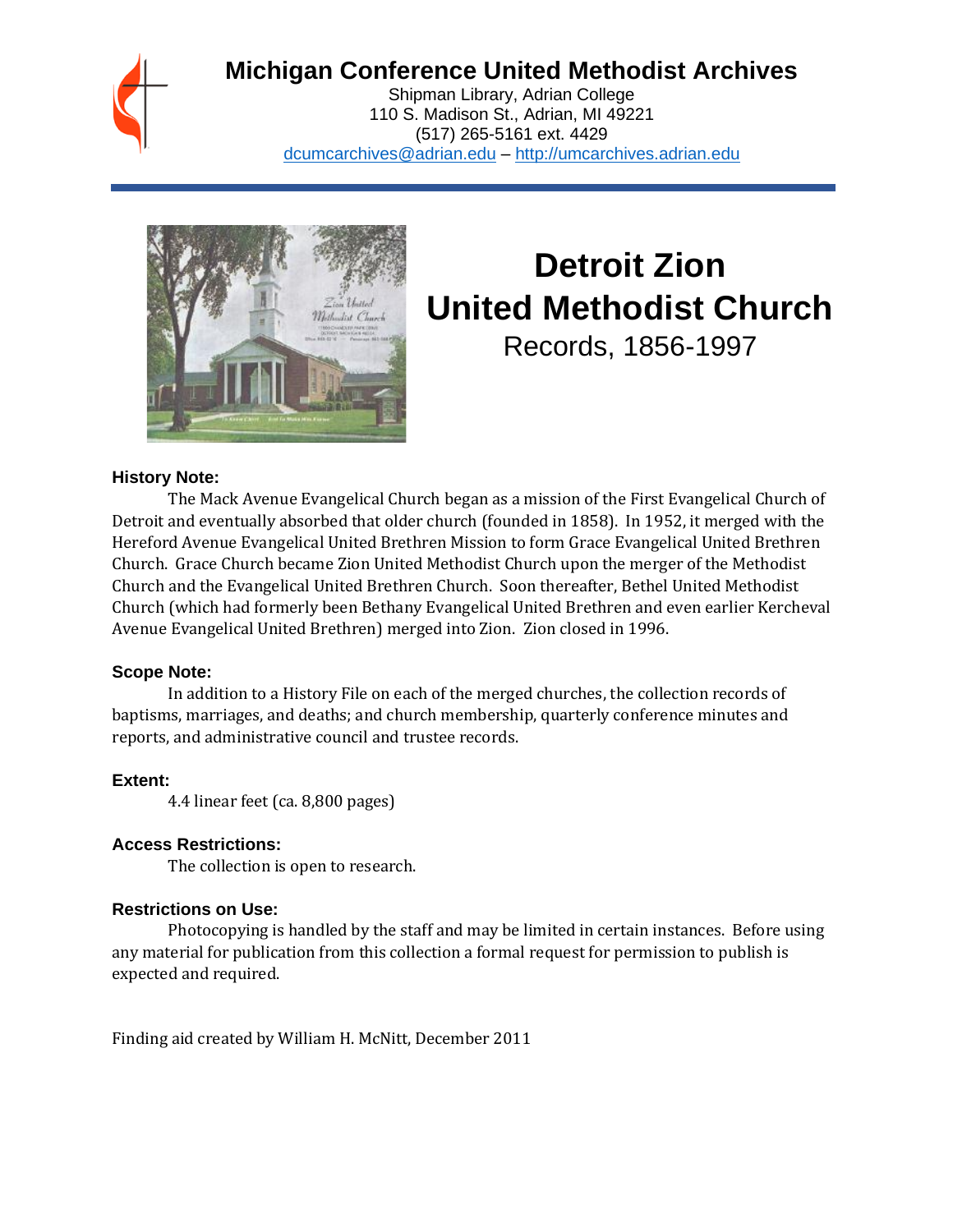# Michigan Conference United Methodist Archives

Shipman Library, Adrian College
110 S. Madison St., Adrian, MI 49221
(517) 265-5161 ext. 4429
dcumcarchives@adrian.edu – http://umcarchives.adrian.edu

# Detroit Zion United Methodist Church

Records, 1856-1997

### History Note:

The Mack Avenue Evangelical Church began as a mission of the First Evangelical Church of Detroit and eventually absorbed that older church (founded in 1858). In 1952, it merged with the Hereford Avenue Evangelical United Brethren Mission to form Grace Evangelical United Brethren Church. Grace Church became Zion United Methodist Church upon the merger of the Methodist Church and the Evangelical United Brethren Church. Soon thereafter, Bethel United Methodist Church (which had formerly been Bethany Evangelical United Brethren and even earlier Kercheval Avenue Evangelical United Brethren) merged into Zion. Zion closed in 1996.

### Scope Note:

In addition to a History File on each of the merged churches, the collection records of baptisms, marriages, and deaths; and church membership, quarterly conference minutes and reports, and administrative council and trustee records.

### Extent:

4.4 linear feet (ca. 8,800 pages)

### Access Restrictions:

The collection is open to research.

### Restrictions on Use:

Photocopying is handled by the staff and may be limited in certain instances. Before using any material for publication from this collection a formal request for permission to publish is expected and required.

Finding aid created by William H. McNitt, December 2011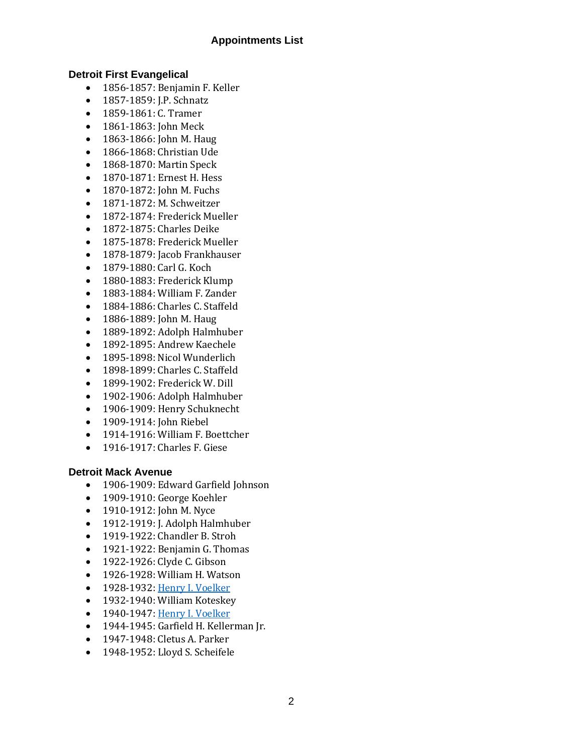# Appointments List

## Detroit First Evangelical

- 1856-1857: Benjamin F. Keller
- 1857-1859: J.P. Schnatz
- 1859-1861: C. Tramer
- 1861-1863: John Meck
- 1863-1866: John M. Haug
- 1866-1868: Christian Ude
- 1868-1870: Martin Speck
- 1870-1871: Ernest H. Hess
- 1870-1872: John M. Fuchs
- 1871-1872: M. Schweitzer
- 1872-1874: Frederick Mueller
- 1872-1875: Charles Deike
- 1875-1878: Frederick Mueller
- 1878-1879: Jacob Frankhauser
- 1879-1880: Carl G. Koch
- 1880-1883: Frederick Klump
- 1883-1884: William F. Zander
- 1884-1886: Charles C. Staffeld
- 1886-1889: John M. Haug
- 1889-1892: Adolph Halmhuber
- 1892-1895: Andrew Kaechele
- 1895-1898: Nicol Wunderlich
- 1898-1899: Charles C. Staffeld
- 1899-1902: Frederick W. Dill
- 1902-1906: Adolph Halmhuber
- 1906-1909: Henry Schuknecht
- 1909-1914: John Riebel
- 1914-1916: William F. Boettcher
- 1916-1917: Charles F. Giese

## Detroit Mack Avenue

- 1906-1909: Edward Garfield Johnson
- 1909-1910: George Koehler
- 1910-1912: John M. Nyce
- 1912-1919: J. Adolph Halmhuber
- 1919-1922: Chandler B. Stroh
- 1921-1922: Benjamin G. Thomas
- 1922-1926: Clyde C. Gibson
- 1926-1928: William H. Watson
- 1928-1932: Henry I. Voelker
- 1932-1940: William Koteskey
- 1940-1947: Henry I. Voelker
- 1944-1945: Garfield H. Kellerman Jr.
- 1947-1948: Cletus A. Parker
- 1948-1952: Lloyd S. Scheifele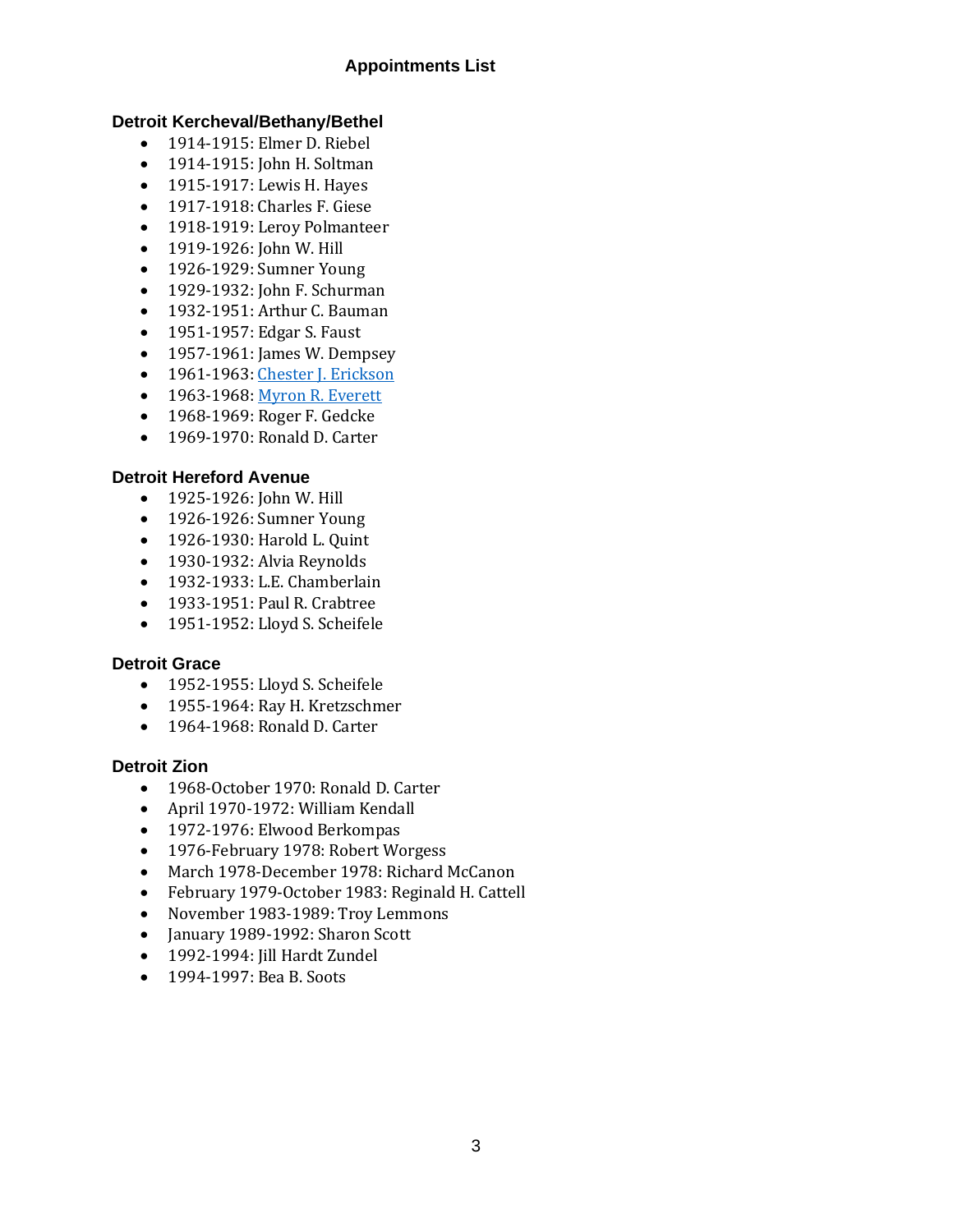## Appointments List

### Detroit Kercheval/Bethany/Bethel

- 1914-1915: Elmer D. Riebel
- 1914-1915: John H. Soltman
- 1915-1917: Lewis H. Hayes
- 1917-1918: Charles F. Giese
- 1918-1919: Leroy Polmanteer
- 1919-1926: John W. Hill
- 1926-1929: Sumner Young
- 1929-1932: John F. Schurman
- 1932-1951: Arthur C. Bauman
- 1951-1957: Edgar S. Faust
- 1957-1961: James W. Dempsey
- 1961-1963: Chester J. Erickson
- 1963-1968: Myron R. Everett
- 1968-1969: Roger F. Gedcke
- 1969-1970: Ronald D. Carter

### Detroit Hereford Avenue

- 1925-1926: John W. Hill
- 1926-1926: Sumner Young
- 1926-1930: Harold L. Quint
- 1930-1932: Alvia Reynolds
- 1932-1933: L.E. Chamberlain
- 1933-1951: Paul R. Crabtree
- 1951-1952: Lloyd S. Scheifele

### Detroit Grace

- 1952-1955: Lloyd S. Scheifele
- 1955-1964: Ray H. Kretzschmer
- 1964-1968: Ronald D. Carter

### Detroit Zion

- 1968-October 1970: Ronald D. Carter
- April 1970-1972: William Kendall
- 1972-1976: Elwood Berkompas
- 1976-February 1978: Robert Worgess
- March 1978-December 1978: Richard McCanon
- February 1979-October 1983: Reginald H. Cattell
- November 1983-1989: Troy Lemmons
- January 1989-1992: Sharon Scott
- 1992-1994: Jill Hardt Zundel
- 1994-1997: Bea B. Soots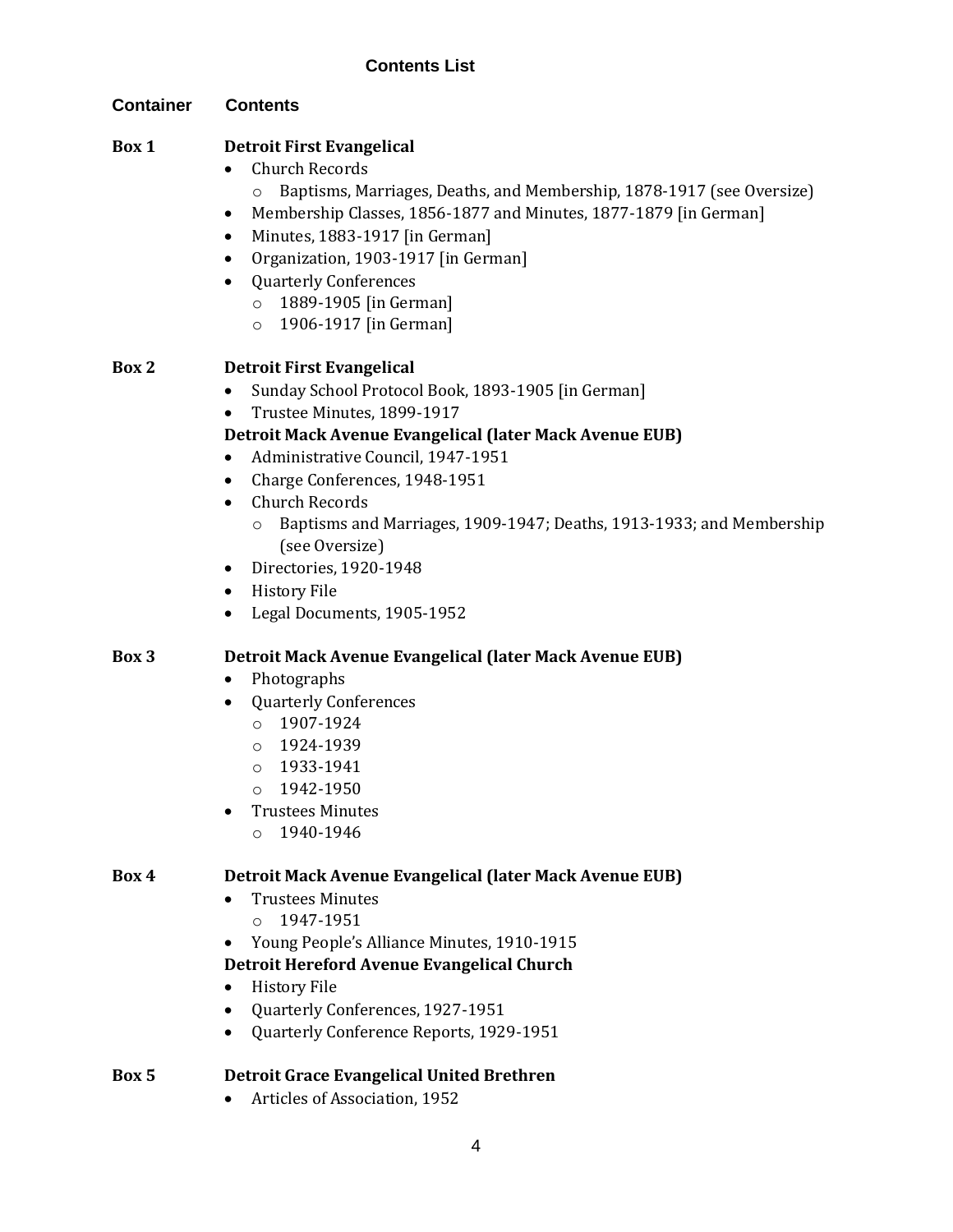# Contents List

| Container | Contents |
|---|---|
| **Box 1** | **Detroit First Evangelical** |

**Box 1**

**Detroit First Evangelical**

- Church Records
  - Baptisms, Marriages, Deaths, and Membership, 1878-1917 (see Oversize)
- Membership Classes, 1856-1877 and Minutes, 1877-1879 [in German]
- Minutes, 1883-1917 [in German]
- Organization, 1903-1917 [in German]
- Quarterly Conferences
  - 1889-1905 [in German]
  - 1906-1917 [in German]

**Box 2**

**Detroit First Evangelical**

- Sunday School Protocol Book, 1893-1905 [in German]
- Trustee Minutes, 1899-1917

**Detroit Mack Avenue Evangelical (later Mack Avenue EUB)**

- Administrative Council, 1947-1951
- Charge Conferences, 1948-1951
- Church Records
  - Baptisms and Marriages, 1909-1947; Deaths, 1913-1933; and Membership (see Oversize)
- Directories, 1920-1948
- History File
- Legal Documents, 1905-1952

**Box 3**

**Detroit Mack Avenue Evangelical (later Mack Avenue EUB)**

- Photographs
- Quarterly Conferences
  - 1907-1924
  - 1924-1939
  - 1933-1941
  - 1942-1950
- Trustees Minutes
  - 1940-1946

**Box 4**

**Detroit Mack Avenue Evangelical (later Mack Avenue EUB)**

- Trustees Minutes
  - 1947-1951
- Young People's Alliance Minutes, 1910-1915

**Detroit Hereford Avenue Evangelical Church**

- History File
- Quarterly Conferences, 1927-1951
- Quarterly Conference Reports, 1929-1951

**Box 5**

**Detroit Grace Evangelical United Brethren**

- Articles of Association, 1952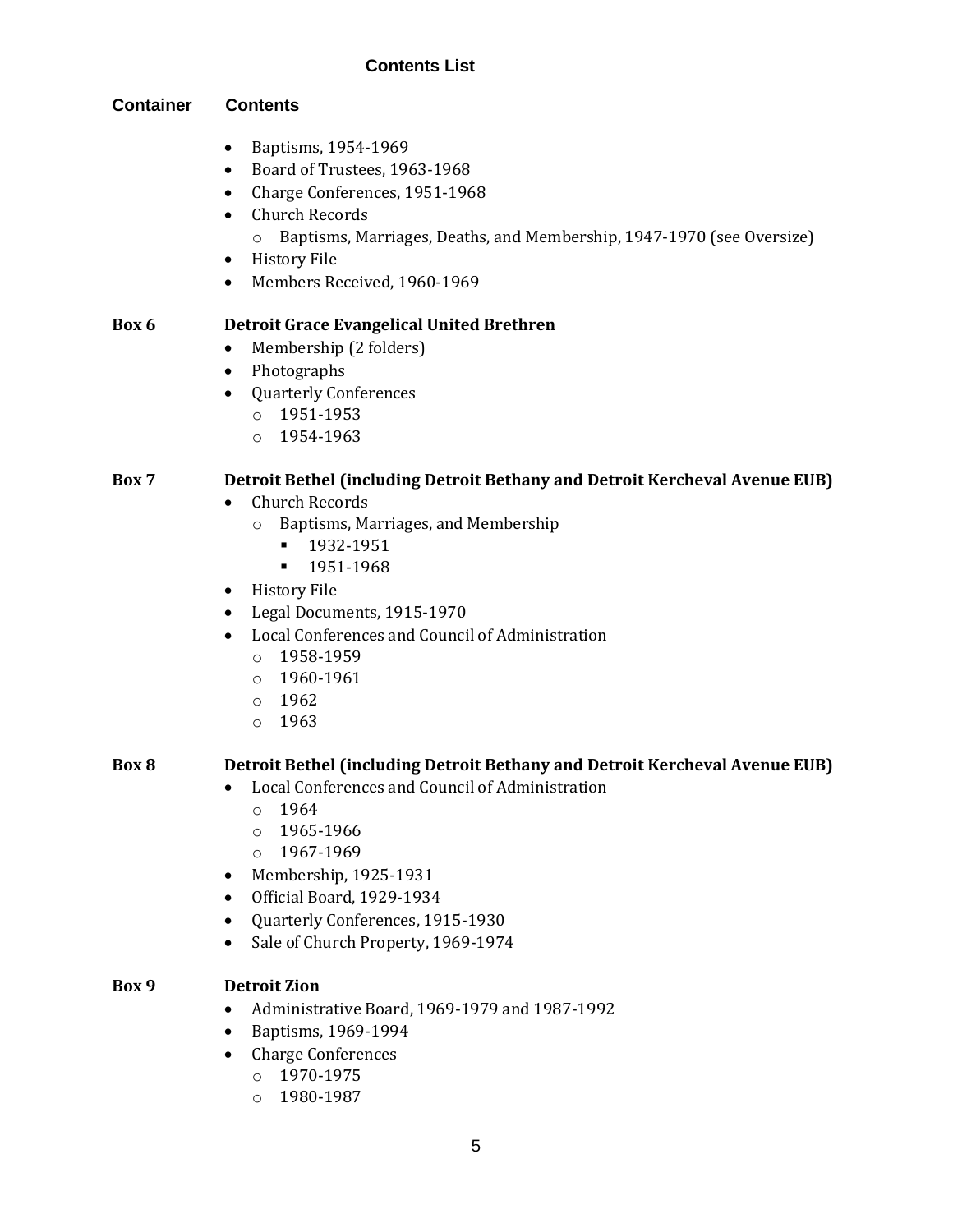## Contents List

**Container** | **Contents**

- Baptisms, 1954-1969
- Board of Trustees, 1963-1968
- Charge Conferences, 1951-1968
- Church Records
  - Baptisms, Marriages, Deaths, and Membership, 1947-1970 (see Oversize)
- History File
- Members Received, 1960-1969

**Box 6** **Detroit Grace Evangelical United Brethren**

- Membership (2 folders)
- Photographs
- Quarterly Conferences
  - 1951-1953
  - 1954-1963

**Box 7** **Detroit Bethel (including Detroit Bethany and Detroit Kercheval Avenue EUB)**

- Church Records
  - Baptisms, Marriages, and Membership
    - 1932-1951
    - 1951-1968
- History File
- Legal Documents, 1915-1970
- Local Conferences and Council of Administration
  - 1958-1959
  - 1960-1961
  - 1962
  - 1963

**Box 8** **Detroit Bethel (including Detroit Bethany and Detroit Kercheval Avenue EUB)**

- Local Conferences and Council of Administration
  - 1964
  - 1965-1966
  - 1967-1969
- Membership, 1925-1931
- Official Board, 1929-1934
- Quarterly Conferences, 1915-1930
- Sale of Church Property, 1969-1974

**Box 9** **Detroit Zion**

- Administrative Board, 1969-1979 and 1987-1992
- Baptisms, 1969-1994
- Charge Conferences
  - 1970-1975
  - 1980-1987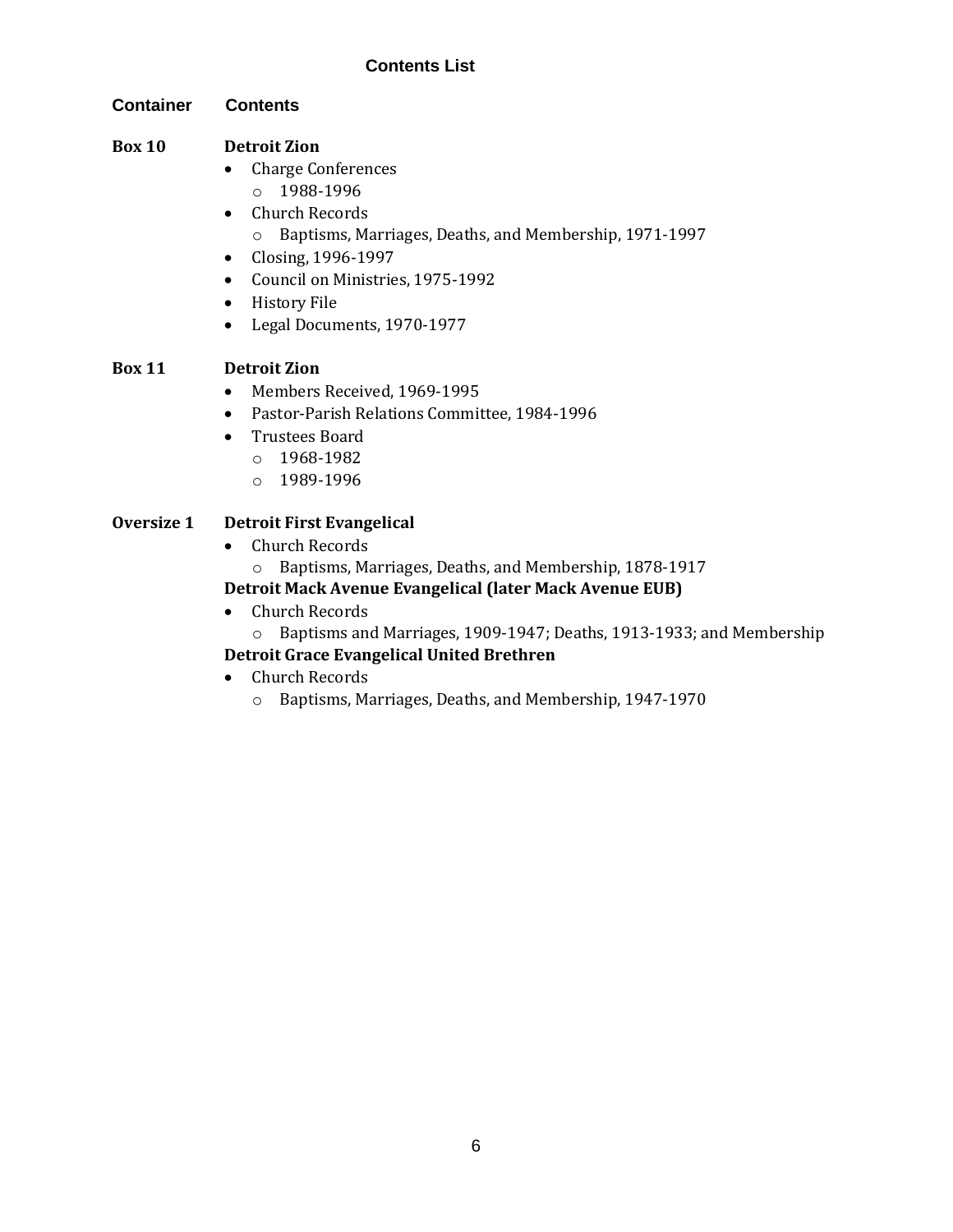### Contents List

| Container | Contents |
|---|---|
| **Box 10** | **Detroit Zion** |

**Box 10** — **Detroit Zion**

- Charge Conferences
  - 1988-1996
- Church Records
  - Baptisms, Marriages, Deaths, and Membership, 1971-1997
- Closing, 1996-1997
- Council on Ministries, 1975-1992
- History File
- Legal Documents, 1970-1977

**Box 11** — **Detroit Zion**

- Members Received, 1969-1995
- Pastor-Parish Relations Committee, 1984-1996
- Trustees Board
  - 1968-1982
  - 1989-1996

**Oversize 1** — **Detroit First Evangelical**

- Church Records
  - Baptisms, Marriages, Deaths, and Membership, 1878-1917

**Detroit Mack Avenue Evangelical (later Mack Avenue EUB)**

- Church Records
  - Baptisms and Marriages, 1909-1947; Deaths, 1913-1933; and Membership

**Detroit Grace Evangelical United Brethren**

- Church Records
  - Baptisms, Marriages, Deaths, and Membership, 1947-1970